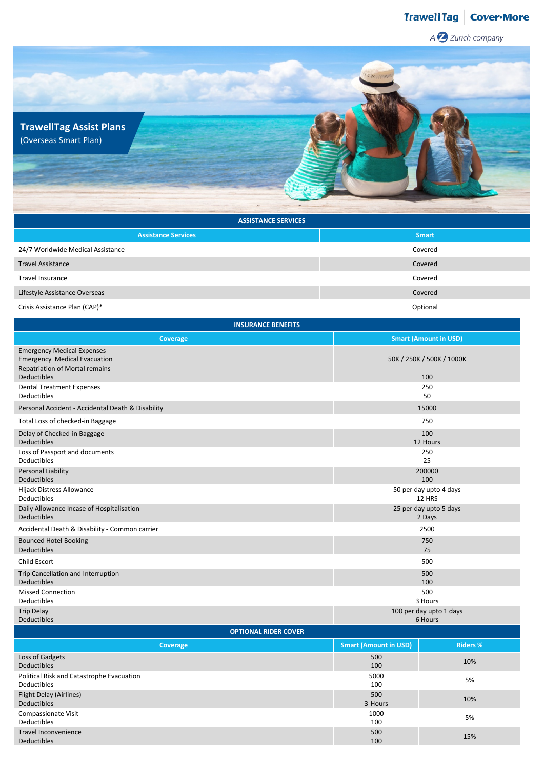TrawellTag | Cover-More

A Zurich company

# TrawellTag Assist Plans

(Overseas Smart Plan)

## ASSISTANCE SERVICES

| Assistance Services | Smart |
|---|---|
| 24/7 Worldwide Medical Assistance | Covered |
| Travel Assistance | Covered |
| Travel Insurance | Covered |
| Lifestyle Assistance Overseas | Covered |
| Crisis Assistance Plan (CAP)* | Optional |

## INSURANCE BENEFITS

| Coverage | Smart (Amount in USD) |
|---|---|
| Emergency Medical Expenses<br>Emergency Medical Evacuation<br>Repatriation of Mortal remains<br>Deductibles | 50K / 250K / 500K / 1000K<br>100 |
| Dental Treatment Expenses<br>Deductibles | 250<br>50 |
| Personal Accident - Accidental Death & Disability | 15000 |
| Total Loss of checked-in Baggage | 750 |
| Delay of Checked-in Baggage<br>Deductibles | 100<br>12 Hours |
| Loss of Passport and documents<br>Deductibles | 250<br>25 |
| Personal Liability<br>Deductibles | 200000<br>100 |
| Hijack Distress Allowance<br>Deductibles | 50 per day upto 4 days<br>12 HRS |
| Daily Allowance Incase of Hospitalisation<br>Deductibles | 25 per day upto 5 days<br>2 Days |
| Accidental Death & Disability - Common carrier | 2500 |
| Bounced Hotel Booking<br>Deductibles | 750<br>75 |
| Child Escort | 500 |
| Trip Cancellation and Interruption<br>Deductibles | 500<br>100 |
| Missed Connection<br>Deductibles | 500<br>3 Hours |
| Trip Delay<br>Deductibles | 100 per day upto 1 days<br>6 Hours |

## OPTIONAL RIDER COVER

| Coverage | Smart (Amount in USD) | Riders % |
|---|---|---|
| Loss of Gadgets<br>Deductibles | 500<br>100 | 10% |
| Political Risk and Catastrophe Evacuation<br>Deductibles | 5000<br>100 | 5% |
| Flight Delay (Airlines)<br>Deductibles | 500<br>3 Hours | 10% |
| Compassionate Visit<br>Deductibles | 1000<br>100 | 5% |
| Travel Inconvenience<br>Deductibles | 500<br>100 | 15% |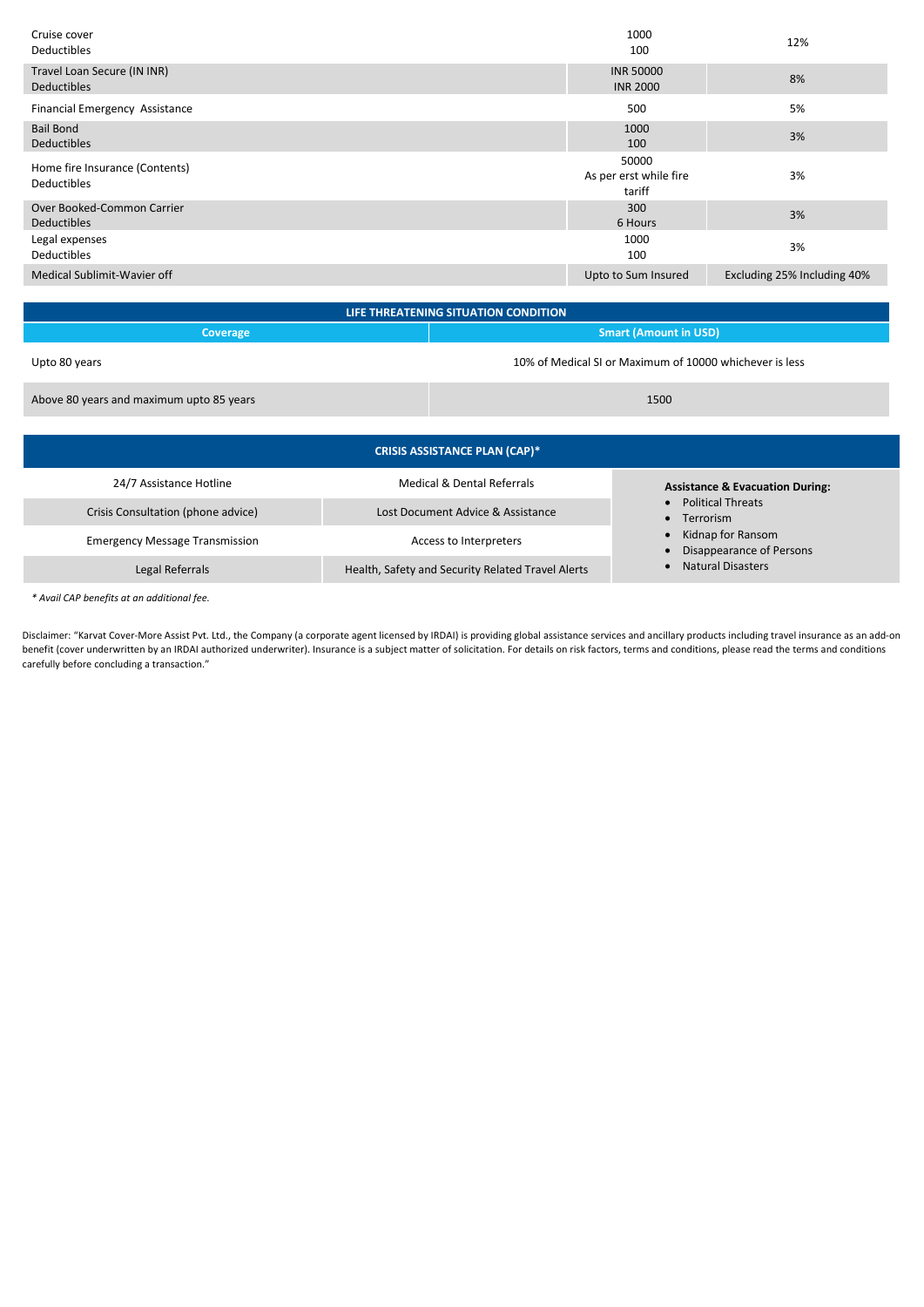| | | |
|---|---|---|
| Cruise cover<br>Deductibles | 1000<br>100 | 12% |
| Travel Loan Secure (IN INR)<br>Deductibles | INR 50000<br>INR 2000 | 8% |
| Financial Emergency Assistance | 500 | 5% |
| Bail Bond<br>Deductibles | 1000<br>100 | 3% |
| Home fire Insurance (Contents)<br>Deductibles | 50000<br>As per erst while fire tariff | 3% |
| Over Booked-Common Carrier<br>Deductibles | 300<br>6 Hours | 3% |
| Legal expenses<br>Deductibles | 1000<br>100 | 3% |
| Medical Sublimit-Wavier off | Upto to Sum Insured | Excluding 25% Including 40% |

**LIFE THREATENING SITUATION CONDITION**

| Coverage | Smart (Amount in USD) |
|---|---|
| Upto 80 years | 10% of Medical SI or Maximum of 10000 whichever is less |
| Above 80 years and maximum upto 85 years | 1500 |

**CRISIS ASSISTANCE PLAN (CAP)***

| | | |
|---|---|---|
| 24/7 Assistance Hotline | Medical & Dental Referrals | **Assistance & Evacuation During:**<br>• Political Threats<br>• Terrorism<br>• Kidnap for Ransom<br>• Disappearance of Persons<br>• Natural Disasters |
| Crisis Consultation (phone advice) | Lost Document Advice & Assistance | |
| Emergency Message Transmission | Access to Interpreters | |
| Legal Referrals | Health, Safety and Security Related Travel Alerts | |

*\* Avail CAP benefits at an additional fee.*

Disclaimer: "Karvat Cover-More Assist Pvt. Ltd., the Company (a corporate agent licensed by IRDAI) is providing global assistance services and ancillary products including travel insurance as an add-on benefit (cover underwritten by an IRDAI authorized underwriter). Insurance is a subject matter of solicitation. For details on risk factors, terms and conditions, please read the terms and conditions carefully before concluding a transaction."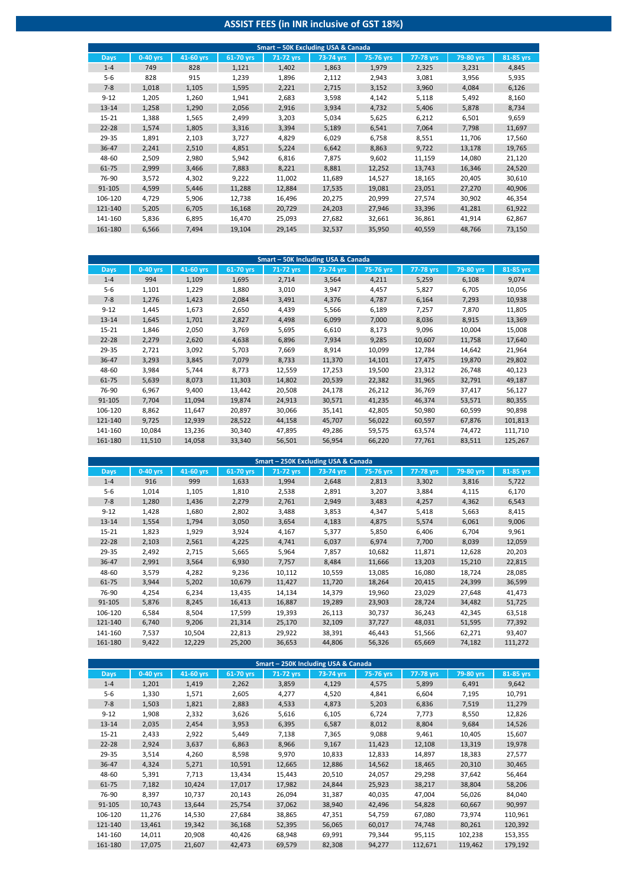# ASSIST FEES (in INR inclusive of GST 18%)

| Smart – 50K Excluding USA & Canada | | | | | | | | | |
|---|---|---|---|---|---|---|---|---|---|
| Days | 0-40 yrs | 41-60 yrs | 61-70 yrs | 71-72 yrs | 73-74 yrs | 75-76 yrs | 77-78 yrs | 79-80 yrs | 81-85 yrs |
| 1-4 | 749 | 828 | 1,121 | 1,402 | 1,863 | 1,979 | 2,325 | 3,231 | 4,845 |
| 5-6 | 828 | 915 | 1,239 | 1,896 | 2,112 | 2,943 | 3,081 | 3,956 | 5,935 |
| 7-8 | 1,018 | 1,105 | 1,595 | 2,221 | 2,715 | 3,152 | 3,960 | 4,084 | 6,126 |
| 9-12 | 1,205 | 1,260 | 1,941 | 2,683 | 3,598 | 4,142 | 5,118 | 5,492 | 8,160 |
| 13-14 | 1,258 | 1,290 | 2,056 | 2,916 | 3,934 | 4,732 | 5,406 | 5,878 | 8,734 |
| 15-21 | 1,388 | 1,565 | 2,499 | 3,203 | 5,034 | 5,625 | 6,212 | 6,501 | 9,659 |
| 22-28 | 1,574 | 1,805 | 3,316 | 3,394 | 5,189 | 6,541 | 7,064 | 7,798 | 11,697 |
| 29-35 | 1,891 | 2,103 | 3,727 | 4,829 | 6,029 | 6,758 | 8,551 | 11,706 | 17,560 |
| 36-47 | 2,241 | 2,510 | 4,851 | 5,224 | 6,642 | 8,863 | 9,722 | 13,178 | 19,765 |
| 48-60 | 2,509 | 2,980 | 5,942 | 6,816 | 7,875 | 9,602 | 11,159 | 14,080 | 21,120 |
| 61-75 | 2,999 | 3,466 | 7,883 | 8,221 | 8,881 | 12,252 | 13,743 | 16,346 | 24,520 |
| 76-90 | 3,572 | 4,302 | 9,222 | 11,002 | 11,689 | 14,527 | 18,165 | 20,405 | 30,610 |
| 91-105 | 4,599 | 5,446 | 11,288 | 12,884 | 17,535 | 19,081 | 23,051 | 27,270 | 40,906 |
| 106-120 | 4,729 | 5,906 | 12,738 | 16,496 | 20,275 | 20,999 | 27,574 | 30,902 | 46,354 |
| 121-140 | 5,205 | 6,705 | 16,168 | 20,729 | 24,203 | 27,946 | 33,396 | 41,281 | 61,922 |
| 141-160 | 5,836 | 6,895 | 16,470 | 25,093 | 27,682 | 32,661 | 36,861 | 41,914 | 62,867 |
| 161-180 | 6,566 | 7,494 | 19,104 | 29,145 | 32,537 | 35,950 | 40,559 | 48,766 | 73,150 |

| Smart – 50K Including USA & Canada | | | | | | | | | |
|---|---|---|---|---|---|---|---|---|---|
| Days | 0-40 yrs | 41-60 yrs | 61-70 yrs | 71-72 yrs | 73-74 yrs | 75-76 yrs | 77-78 yrs | 79-80 yrs | 81-85 yrs |
| 1-4 | 994 | 1,109 | 1,695 | 2,714 | 3,564 | 4,211 | 5,259 | 6,108 | 9,074 |
| 5-6 | 1,101 | 1,229 | 1,880 | 3,010 | 3,947 | 4,457 | 5,827 | 6,705 | 10,056 |
| 7-8 | 1,276 | 1,423 | 2,084 | 3,491 | 4,376 | 4,787 | 6,164 | 7,293 | 10,938 |
| 9-12 | 1,445 | 1,673 | 2,650 | 4,439 | 5,566 | 6,189 | 7,257 | 7,870 | 11,805 |
| 13-14 | 1,645 | 1,701 | 2,827 | 4,498 | 6,099 | 7,000 | 8,036 | 8,915 | 13,369 |
| 15-21 | 1,846 | 2,050 | 3,769 | 5,695 | 6,610 | 8,173 | 9,096 | 10,004 | 15,008 |
| 22-28 | 2,279 | 2,620 | 4,638 | 6,896 | 7,934 | 9,285 | 10,607 | 11,758 | 17,640 |
| 29-35 | 2,721 | 3,092 | 5,703 | 7,669 | 8,914 | 10,099 | 12,784 | 14,642 | 21,964 |
| 36-47 | 3,293 | 3,845 | 7,079 | 8,733 | 11,370 | 14,101 | 17,475 | 19,870 | 29,802 |
| 48-60 | 3,984 | 5,744 | 8,773 | 12,559 | 17,253 | 19,500 | 23,312 | 26,748 | 40,123 |
| 61-75 | 5,639 | 8,073 | 11,303 | 14,802 | 20,539 | 22,382 | 31,965 | 32,791 | 49,187 |
| 76-90 | 6,967 | 9,400 | 13,442 | 20,508 | 24,178 | 26,212 | 36,769 | 37,417 | 56,127 |
| 91-105 | 7,704 | 11,094 | 19,874 | 24,913 | 30,571 | 41,235 | 46,374 | 53,571 | 80,355 |
| 106-120 | 8,862 | 11,647 | 20,897 | 30,066 | 35,141 | 42,805 | 50,980 | 60,599 | 90,898 |
| 121-140 | 9,725 | 12,939 | 28,522 | 44,158 | 45,707 | 56,022 | 60,597 | 67,876 | 101,813 |
| 141-160 | 10,084 | 13,236 | 30,340 | 47,895 | 49,286 | 59,575 | 63,574 | 74,472 | 111,710 |
| 161-180 | 11,510 | 14,058 | 33,340 | 56,501 | 56,954 | 66,220 | 77,761 | 83,511 | 125,267 |

| Smart – 250K Excluding USA & Canada | | | | | | | | | |
|---|---|---|---|---|---|---|---|---|---|
| Days | 0-40 yrs | 41-60 yrs | 61-70 yrs | 71-72 yrs | 73-74 yrs | 75-76 yrs | 77-78 yrs | 79-80 yrs | 81-85 yrs |
| 1-4 | 916 | 999 | 1,633 | 1,994 | 2,648 | 2,813 | 3,302 | 3,816 | 5,722 |
| 5-6 | 1,014 | 1,105 | 1,810 | 2,538 | 2,891 | 3,207 | 3,884 | 4,115 | 6,170 |
| 7-8 | 1,280 | 1,436 | 2,279 | 2,761 | 2,949 | 3,483 | 4,257 | 4,362 | 6,543 |
| 9-12 | 1,428 | 1,680 | 2,802 | 3,488 | 3,853 | 4,347 | 5,418 | 5,663 | 8,415 |
| 13-14 | 1,554 | 1,794 | 3,050 | 3,654 | 4,183 | 4,875 | 5,574 | 6,061 | 9,006 |
| 15-21 | 1,823 | 1,929 | 3,924 | 4,167 | 5,377 | 5,850 | 6,406 | 6,704 | 9,961 |
| 22-28 | 2,103 | 2,561 | 4,225 | 4,741 | 6,037 | 6,974 | 7,700 | 8,039 | 12,059 |
| 29-35 | 2,492 | 2,715 | 5,665 | 5,964 | 7,857 | 10,682 | 11,871 | 12,628 | 20,203 |
| 36-47 | 2,991 | 3,564 | 6,930 | 7,757 | 8,484 | 11,666 | 13,203 | 15,210 | 22,815 |
| 48-60 | 3,579 | 4,282 | 9,236 | 10,112 | 10,559 | 13,085 | 16,080 | 18,724 | 28,085 |
| 61-75 | 3,944 | 5,202 | 10,679 | 11,427 | 11,720 | 18,264 | 20,415 | 24,399 | 36,599 |
| 76-90 | 4,254 | 6,234 | 13,435 | 14,134 | 14,379 | 19,960 | 23,029 | 27,648 | 41,473 |
| 91-105 | 5,876 | 8,245 | 16,413 | 16,887 | 19,289 | 23,903 | 28,724 | 34,482 | 51,725 |
| 106-120 | 6,584 | 8,504 | 17,599 | 19,393 | 26,113 | 30,737 | 36,243 | 42,345 | 63,518 |
| 121-140 | 6,740 | 9,206 | 21,314 | 25,170 | 32,109 | 37,727 | 48,031 | 51,595 | 77,392 |
| 141-160 | 7,537 | 10,504 | 22,813 | 29,922 | 38,391 | 46,443 | 51,566 | 62,271 | 93,407 |
| 161-180 | 9,422 | 12,229 | 25,200 | 36,653 | 44,806 | 56,326 | 65,669 | 74,182 | 111,272 |

| Smart – 250K Including USA & Canada | | | | | | | | | |
|---|---|---|---|---|---|---|---|---|---|
| Days | 0-40 yrs | 41-60 yrs | 61-70 yrs | 71-72 yrs | 73-74 yrs | 75-76 yrs | 77-78 yrs | 79-80 yrs | 81-85 yrs |
| 1-4 | 1,201 | 1,419 | 2,262 | 3,859 | 4,129 | 4,575 | 5,899 | 6,491 | 9,642 |
| 5-6 | 1,330 | 1,571 | 2,605 | 4,277 | 4,520 | 4,841 | 6,604 | 7,195 | 10,791 |
| 7-8 | 1,503 | 1,821 | 2,883 | 4,533 | 4,873 | 5,203 | 6,836 | 7,519 | 11,279 |
| 9-12 | 1,908 | 2,332 | 3,626 | 5,616 | 6,105 | 6,724 | 7,773 | 8,550 | 12,826 |
| 13-14 | 2,035 | 2,454 | 3,953 | 6,395 | 6,587 | 8,012 | 8,804 | 9,684 | 14,526 |
| 15-21 | 2,433 | 2,922 | 5,449 | 7,138 | 7,365 | 9,088 | 9,461 | 10,405 | 15,607 |
| 22-28 | 2,924 | 3,637 | 6,863 | 8,966 | 9,167 | 11,423 | 12,108 | 13,319 | 19,978 |
| 29-35 | 3,514 | 4,260 | 8,598 | 9,970 | 10,833 | 12,833 | 14,897 | 18,383 | 27,577 |
| 36-47 | 4,324 | 5,271 | 10,591 | 12,665 | 12,886 | 14,562 | 18,465 | 20,310 | 30,465 |
| 48-60 | 5,391 | 7,713 | 13,434 | 15,443 | 20,510 | 24,057 | 29,298 | 37,642 | 56,464 |
| 61-75 | 7,182 | 10,424 | 17,017 | 17,982 | 24,844 | 25,923 | 38,217 | 38,804 | 58,206 |
| 76-90 | 8,397 | 10,737 | 20,143 | 26,094 | 31,387 | 40,035 | 47,004 | 56,026 | 84,040 |
| 91-105 | 10,743 | 13,644 | 25,754 | 37,062 | 38,940 | 42,496 | 54,828 | 60,667 | 90,997 |
| 106-120 | 11,276 | 14,530 | 27,684 | 38,865 | 47,351 | 54,759 | 67,080 | 73,974 | 110,961 |
| 121-140 | 13,461 | 19,342 | 36,168 | 52,395 | 56,065 | 60,017 | 74,748 | 80,261 | 120,392 |
| 141-160 | 14,011 | 20,908 | 40,426 | 68,948 | 69,991 | 79,344 | 95,115 | 102,238 | 153,355 |
| 161-180 | 17,075 | 21,607 | 42,473 | 69,579 | 82,308 | 94,277 | 112,671 | 119,462 | 179,192 |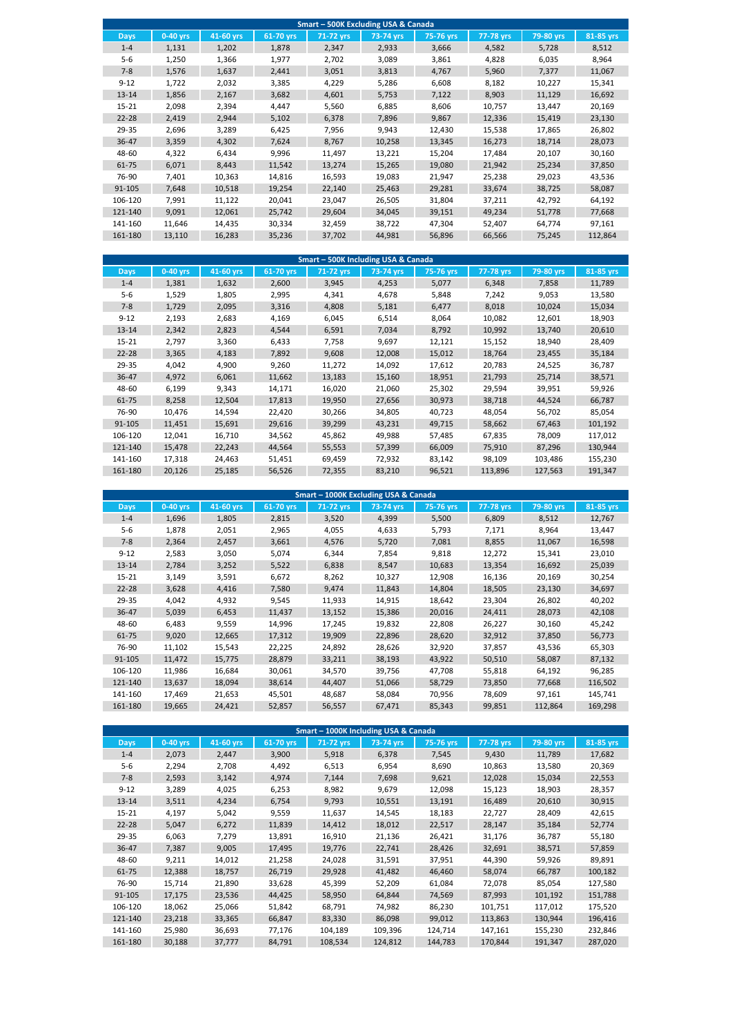| Smart – 500K Excluding USA & Canada | | | | | | | | | |
|---|---|---|---|---|---|---|---|---|---|
| Days | 0-40 yrs | 41-60 yrs | 61-70 yrs | 71-72 yrs | 73-74 yrs | 75-76 yrs | 77-78 yrs | 79-80 yrs | 81-85 yrs |
| 1-4 | 1,131 | 1,202 | 1,878 | 2,347 | 2,933 | 3,666 | 4,582 | 5,728 | 8,512 |
| 5-6 | 1,250 | 1,366 | 1,977 | 2,702 | 3,089 | 3,861 | 4,828 | 6,035 | 8,964 |
| 7-8 | 1,576 | 1,637 | 2,441 | 3,051 | 3,813 | 4,767 | 5,960 | 7,377 | 11,067 |
| 9-12 | 1,722 | 2,032 | 3,385 | 4,229 | 5,286 | 6,608 | 8,182 | 10,227 | 15,341 |
| 13-14 | 1,856 | 2,167 | 3,682 | 4,601 | 5,753 | 7,122 | 8,903 | 11,129 | 16,692 |
| 15-21 | 2,098 | 2,394 | 4,447 | 5,560 | 6,885 | 8,606 | 10,757 | 13,447 | 20,169 |
| 22-28 | 2,419 | 2,944 | 5,102 | 6,378 | 7,896 | 9,867 | 12,336 | 15,419 | 23,130 |
| 29-35 | 2,696 | 3,289 | 6,425 | 7,956 | 9,943 | 12,430 | 15,538 | 17,865 | 26,802 |
| 36-47 | 3,359 | 4,302 | 7,624 | 8,767 | 10,258 | 13,345 | 16,273 | 18,714 | 28,073 |
| 48-60 | 4,322 | 6,434 | 9,996 | 11,497 | 13,221 | 15,204 | 17,484 | 20,107 | 30,160 |
| 61-75 | 6,071 | 8,443 | 11,542 | 13,274 | 15,265 | 19,080 | 21,942 | 25,234 | 37,850 |
| 76-90 | 7,401 | 10,363 | 14,816 | 16,593 | 19,083 | 21,947 | 25,238 | 29,023 | 43,536 |
| 91-105 | 7,648 | 10,518 | 19,254 | 22,140 | 25,463 | 29,281 | 33,674 | 38,725 | 58,087 |
| 106-120 | 7,991 | 11,122 | 20,041 | 23,047 | 26,505 | 31,804 | 37,211 | 42,792 | 64,192 |
| 121-140 | 9,091 | 12,061 | 25,742 | 29,604 | 34,045 | 39,151 | 49,234 | 51,778 | 77,668 |
| 141-160 | 11,646 | 14,435 | 30,334 | 32,459 | 38,722 | 47,304 | 52,407 | 64,774 | 97,161 |
| 161-180 | 13,110 | 16,283 | 35,236 | 37,702 | 44,981 | 56,896 | 66,566 | 75,245 | 112,864 |

| Smart – 500K Including USA & Canada | | | | | | | | | |
|---|---|---|---|---|---|---|---|---|---|
| Days | 0-40 yrs | 41-60 yrs | 61-70 yrs | 71-72 yrs | 73-74 yrs | 75-76 yrs | 77-78 yrs | 79-80 yrs | 81-85 yrs |
| 1-4 | 1,381 | 1,632 | 2,600 | 3,945 | 4,253 | 5,077 | 6,348 | 7,858 | 11,789 |
| 5-6 | 1,529 | 1,805 | 2,995 | 4,341 | 4,678 | 5,848 | 7,242 | 9,053 | 13,580 |
| 7-8 | 1,729 | 2,095 | 3,316 | 4,808 | 5,181 | 6,477 | 8,018 | 10,024 | 15,034 |
| 9-12 | 2,193 | 2,683 | 4,169 | 6,045 | 6,514 | 8,064 | 10,082 | 12,601 | 18,903 |
| 13-14 | 2,342 | 2,823 | 4,544 | 6,591 | 7,034 | 8,792 | 10,992 | 13,740 | 20,610 |
| 15-21 | 2,797 | 3,360 | 6,433 | 7,758 | 9,697 | 12,121 | 15,152 | 18,940 | 28,409 |
| 22-28 | 3,365 | 4,183 | 7,892 | 9,608 | 12,008 | 15,012 | 18,764 | 23,455 | 35,184 |
| 29-35 | 4,042 | 4,900 | 9,260 | 11,272 | 14,092 | 17,612 | 20,783 | 24,525 | 36,787 |
| 36-47 | 4,972 | 6,061 | 11,662 | 13,183 | 15,160 | 18,951 | 21,793 | 25,714 | 38,571 |
| 48-60 | 6,199 | 9,343 | 14,171 | 16,020 | 21,060 | 25,302 | 29,594 | 39,951 | 59,926 |
| 61-75 | 8,258 | 12,504 | 17,813 | 19,950 | 27,656 | 30,973 | 38,718 | 44,524 | 66,787 |
| 76-90 | 10,476 | 14,594 | 22,420 | 30,266 | 34,805 | 40,723 | 48,054 | 56,702 | 85,054 |
| 91-105 | 11,451 | 15,691 | 29,616 | 39,299 | 43,231 | 49,715 | 58,662 | 67,463 | 101,192 |
| 106-120 | 12,041 | 16,710 | 34,562 | 45,862 | 49,988 | 57,485 | 67,835 | 78,009 | 117,012 |
| 121-140 | 15,478 | 22,243 | 44,564 | 55,553 | 57,399 | 66,009 | 75,910 | 87,296 | 130,944 |
| 141-160 | 17,318 | 24,463 | 51,451 | 69,459 | 72,932 | 83,142 | 98,109 | 103,486 | 155,230 |
| 161-180 | 20,126 | 25,185 | 56,526 | 72,355 | 83,210 | 96,521 | 113,896 | 127,563 | 191,347 |

| Smart – 1000K Excluding USA & Canada | | | | | | | | | |
|---|---|---|---|---|---|---|---|---|---|
| Days | 0-40 yrs | 41-60 yrs | 61-70 yrs | 71-72 yrs | 73-74 yrs | 75-76 yrs | 77-78 yrs | 79-80 yrs | 81-85 yrs |
| 1-4 | 1,696 | 1,805 | 2,815 | 3,520 | 4,399 | 5,500 | 6,809 | 8,512 | 12,767 |
| 5-6 | 1,878 | 2,051 | 2,965 | 4,055 | 4,633 | 5,793 | 7,171 | 8,964 | 13,447 |
| 7-8 | 2,364 | 2,457 | 3,661 | 4,576 | 5,720 | 7,081 | 8,855 | 11,067 | 16,598 |
| 9-12 | 2,583 | 3,050 | 5,074 | 6,344 | 7,854 | 9,818 | 12,272 | 15,341 | 23,010 |
| 13-14 | 2,784 | 3,252 | 5,522 | 6,838 | 8,547 | 10,683 | 13,354 | 16,692 | 25,039 |
| 15-21 | 3,149 | 3,591 | 6,672 | 8,262 | 10,327 | 12,908 | 16,136 | 20,169 | 30,254 |
| 22-28 | 3,628 | 4,416 | 7,580 | 9,474 | 11,843 | 14,804 | 18,505 | 23,130 | 34,697 |
| 29-35 | 4,042 | 4,932 | 9,545 | 11,933 | 14,915 | 18,642 | 23,304 | 26,802 | 40,202 |
| 36-47 | 5,039 | 6,453 | 11,437 | 13,152 | 15,386 | 20,016 | 24,411 | 28,073 | 42,108 |
| 48-60 | 6,483 | 9,559 | 14,996 | 17,245 | 19,832 | 22,808 | 26,227 | 30,160 | 45,242 |
| 61-75 | 9,020 | 12,665 | 17,312 | 19,909 | 22,896 | 28,620 | 32,912 | 37,850 | 56,773 |
| 76-90 | 11,102 | 15,543 | 22,225 | 24,892 | 28,626 | 32,920 | 37,857 | 43,536 | 65,303 |
| 91-105 | 11,472 | 15,775 | 28,879 | 33,211 | 38,193 | 43,922 | 50,510 | 58,087 | 87,132 |
| 106-120 | 11,986 | 16,684 | 30,061 | 34,570 | 39,756 | 47,708 | 55,818 | 64,192 | 96,285 |
| 121-140 | 13,637 | 18,094 | 38,614 | 44,407 | 51,066 | 58,729 | 73,850 | 77,668 | 116,502 |
| 141-160 | 17,469 | 21,653 | 45,501 | 48,687 | 58,084 | 70,956 | 78,609 | 97,161 | 145,741 |
| 161-180 | 19,665 | 24,421 | 52,857 | 56,557 | 67,471 | 85,343 | 99,851 | 112,864 | 169,298 |

| Smart – 1000K Including USA & Canada | | | | | | | | | |
|---|---|---|---|---|---|---|---|---|---|
| Days | 0-40 yrs | 41-60 yrs | 61-70 yrs | 71-72 yrs | 73-74 yrs | 75-76 yrs | 77-78 yrs | 79-80 yrs | 81-85 yrs |
| 1-4 | 2,073 | 2,447 | 3,900 | 5,918 | 6,378 | 7,545 | 9,430 | 11,789 | 17,682 |
| 5-6 | 2,294 | 2,708 | 4,492 | 6,513 | 6,954 | 8,690 | 10,863 | 13,580 | 20,369 |
| 7-8 | 2,593 | 3,142 | 4,974 | 7,144 | 7,698 | 9,621 | 12,028 | 15,034 | 22,553 |
| 9-12 | 3,289 | 4,025 | 6,253 | 8,982 | 9,679 | 12,098 | 15,123 | 18,903 | 28,357 |
| 13-14 | 3,511 | 4,234 | 6,754 | 9,793 | 10,551 | 13,191 | 16,489 | 20,610 | 30,915 |
| 15-21 | 4,197 | 5,042 | 9,559 | 11,637 | 14,545 | 18,183 | 22,727 | 28,409 | 42,615 |
| 22-28 | 5,047 | 6,272 | 11,839 | 14,412 | 18,012 | 22,517 | 28,147 | 35,184 | 52,774 |
| 29-35 | 6,063 | 7,279 | 13,891 | 16,910 | 21,136 | 26,421 | 31,176 | 36,787 | 55,180 |
| 36-47 | 7,387 | 9,005 | 17,495 | 19,776 | 22,741 | 28,426 | 32,691 | 38,571 | 57,859 |
| 48-60 | 9,211 | 14,012 | 21,258 | 24,028 | 31,591 | 37,951 | 44,390 | 59,926 | 89,891 |
| 61-75 | 12,388 | 18,757 | 26,719 | 29,928 | 41,482 | 46,460 | 58,074 | 66,787 | 100,182 |
| 76-90 | 15,714 | 21,890 | 33,628 | 45,399 | 52,209 | 61,084 | 72,078 | 85,054 | 127,580 |
| 91-105 | 17,175 | 23,536 | 44,425 | 58,950 | 64,844 | 74,569 | 87,993 | 101,192 | 151,788 |
| 106-120 | 18,062 | 25,066 | 51,842 | 68,791 | 74,982 | 86,230 | 101,751 | 117,012 | 175,520 |
| 121-140 | 23,218 | 33,365 | 66,847 | 83,330 | 86,098 | 99,012 | 113,863 | 130,944 | 196,416 |
| 141-160 | 25,980 | 36,693 | 77,176 | 104,189 | 109,396 | 124,714 | 147,161 | 155,230 | 232,846 |
| 161-180 | 30,188 | 37,777 | 84,791 | 108,534 | 124,812 | 144,783 | 170,844 | 191,347 | 287,020 |